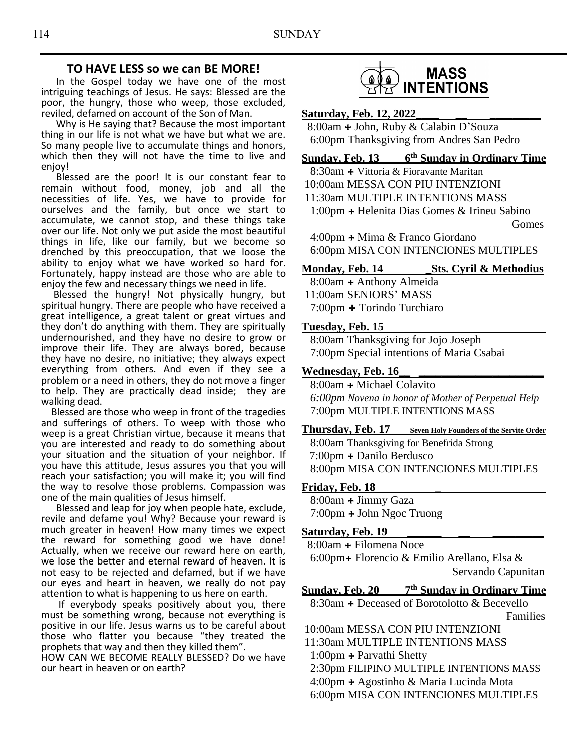## TO HAVE LESS so we can BE MORE!

In the Gospel today we have one of the most intriguing teachings of Jesus. He says: Blessed are the poor, the hungry, those who weep, those excluded, reviled, defamed on account of the Son of Man.

Why is He saying that? Because the most important thing in our life is not what we have but what we are. So many people live to accumulate things and honors, which then they will not have the time to live and enjoy!

Blessed are the poor! It is our constant fear to remain without food, money, job and all the necessities of life. Yes, we have to provide for ourselves and the family, but once we start to accumulate, we cannot stop, and these things take over our life. Not only we put aside the most beautiful things in life, like our family, but we become so drenched by this preoccupation, that we loose the ability to enjoy what we have worked so hard for. Fortunately, happy instead are those who are able to enjoy the few and necessary things we need in life.

Blessed the hungry! Not physically hungry, but spiritual hungry. There are people who have received a great intelligence, a great talent or great virtues and they don't do anything with them. They are spiritually undernourished, and they have no desire to grow or improve their life. They are always bored, because they have no desire, no initiative; they always expect everything from others. And even if they see a problem or a need in others, they do not move a finger to help. They are practically dead inside; they are walking dead.

Blessed are those who weep in front of the tragedies and sufferings of others. To weep with those who weep is a great Christian virtue, because it means that you are interested and ready to do something about your situation and the situation of your neighbor. If you have this attitude, Jesus assures you that you will reach your satisfaction; you will make it; you will find the way to resolve those problems. Compassion was one of the main qualities of Jesus himself.

Blessed and leap for joy when people hate, exclude, revile and defame you! Why? Because your reward is much greater in heaven! How many times we expect the reward for something good we have done! Actually, when we receive our reward here on earth, we lose the better and eternal reward of heaven. It is not easy to be rejected and defamed, but if we have our eyes and heart in heaven, we really do not pay attention to what is happening to us here on earth.

If everybody speaks positively about you, there must be something wrong, because not everything is positive in our life. Jesus warns us to be careful about those who flatter you because "they treated the prophets that way and then they killed them".

HOW CAN WE BECOME REALLY BLESSED? Do we have our heart in heaven or on earth?

## MASS INTENTIONS

**Saturday, Feb. 12, 2022**
8:00am + John, Ruby & Calabin D'Souza
6:00pm Thanksgiving from Andres San Pedro

**Sunday, Feb. 13 — 6th Sunday in Ordinary Time**
8:30am + Vittoria & Fioravante Maritan
10:00am MESSA CON PIU INTENZIONI
11:30am MULTIPLE INTENTIONS MASS
1:00pm + Helenita Dias Gomes & Irineu Sabino Gomes
4:00pm + Mima & Franco Giordano
6:00pm MISA CON INTENCIONES MULTIPLES

**Monday, Feb. 14 — Sts. Cyril & Methodius**
8:00am + Anthony Almeida
11:00am SENIORS' MASS
7:00pm + Torindo Turchiaro

**Tuesday, Feb. 15**
8:00am Thanksgiving for Jojo Joseph
7:00pm Special intentions of Maria Csabai

**Wednesday, Feb. 16**
8:00am + Michael Colavito
*6:00pm Novena in honor of Mother of Perpetual Help*
7:00pm MULTIPLE INTENTIONS MASS

**Thursday, Feb. 17 — Seven Holy Founders of the Servite Order**
8:00am Thanksgiving for Benefrida Strong
7:00pm + Danilo Berdusco
8:00pm MISA CON INTENCIONES MULTIPLES

**Friday, Feb. 18**
8:00am + Jimmy Gaza
7:00pm + John Ngoc Truong

**Saturday, Feb. 19**
8:00am + Filomena Noce
6:00pm + Florencio & Emilio Arellano, Elsa & Servando Capunitan

**Sunday, Feb. 20 — 7th Sunday in Ordinary Time**
8:30am + Deceased of Borotolotto & Becevello Families
10:00am MESSA CON PIU INTENZIONI
11:30am MULTIPLE INTENTIONS MASS
1:00pm + Parvathi Shetty
2:30pm FILIPINO MULTIPLE INTENTIONS MASS
4:00pm + Agostinho & Maria Lucinda Mota
6:00pm MISA CON INTENCIONES MULTIPLES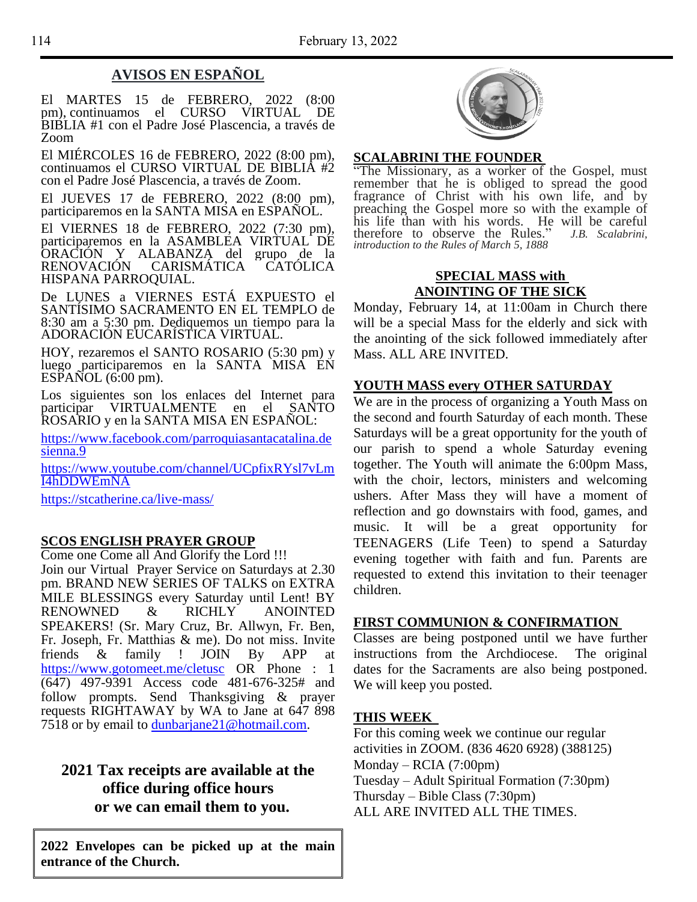## AVISOS EN ESPAÑOL

El MARTES 15 de FEBRERO, 2022 (8:00 pm), continuamos el CURSO VIRTUAL DE BIBLIA #1 con el Padre José Plascencia, a través de Zoom

El MIÉRCOLES 16 de FEBRERO, 2022 (8:00 pm), continuamos el CURSO VIRTUAL DE BIBLIA #2 con el Padre José Plascencia, a través de Zoom.

El JUEVES 17 de FEBRERO, 2022 (8:00 pm), participaremos en la SANTA MISA en ESPAÑOL.

El VIERNES 18 de FEBRERO, 2022 (7:30 pm), participaremos en la ASAMBLEA VIRTUAL DE ORACIÓN Y ALABANZA del grupo de la RENOVACIÓN CARISMÁTICA CATÓLICA HISPANA PARROQUIAL.

De LUNES a VIERNES ESTÁ EXPUESTO el SANTÍSIMO SACRAMENTO EN EL TEMPLO de 8:30 am a 5:30 pm. Dediquemos un tiempo para la ADORACIÓN EUCARÍSTICA VIRTUAL.

HOY, rezaremos el SANTO ROSARIO (5:30 pm) y luego participaremos en la SANTA MISA EN ESPAÑOL (6:00 pm).

Los siguientes son los enlaces del Internet para participar VIRTUALMENTE en el SANTO ROSARIO y en la SANTA MISA EN ESPAÑOL:

https://www.facebook.com/parroquiasantacatalina.desienna.9

https://www.youtube.com/channel/UCpfixRYsl7vLmI4hDDWEmNA

https://stcatherine.ca/live-mass/

### SCOS ENGLISH PRAYER GROUP

Come one Come all And Glorify the Lord !!!
Join our Virtual Prayer Service on Saturdays at 2.30 pm. BRAND NEW SERIES OF TALKS on EXTRA MILE BLESSINGS every Saturday until Lent! BY RENOWNED & RICHLY ANOINTED SPEAKERS! (Sr. Mary Cruz, Br. Allwyn, Fr. Ben, Fr. Joseph, Fr. Matthias & me). Do not miss. Invite friends & family ! JOIN By APP at https://www.gotomeet.me/cletusc OR Phone : 1 (647) 497-9391 Access code 481-676-325# and follow prompts. Send Thanksgiving & prayer requests RIGHTAWAY by WA to Jane at 647 898 7518 or by email to dunbarjane21@hotmail.com.

**2021 Tax receipts are available at the office during office hours or we can email them to you.**

**2022 Envelopes can be picked up at the main entrance of the Church.**

### SCALABRINI THE FOUNDER

"The Missionary, as a worker of the Gospel, must remember that he is obliged to spread the good fragrance of Christ with his own life, and by preaching the Gospel more so with the example of his life than with his words. He will be careful therefore to observe the Rules." *J.B. Scalabrini, introduction to the Rules of March 5, 1888*

### SPECIAL MASS with ANOINTING OF THE SICK

Monday, February 14, at 11:00am in Church there will be a special Mass for the elderly and sick with the anointing of the sick followed immediately after Mass. ALL ARE INVITED.

### YOUTH MASS every OTHER SATURDAY

We are in the process of organizing a Youth Mass on the second and fourth Saturday of each month. These Saturdays will be a great opportunity for the youth of our parish to spend a whole Saturday evening together. The Youth will animate the 6:00pm Mass, with the choir, lectors, ministers and welcoming ushers. After Mass they will have a moment of reflection and go downstairs with food, games, and music. It will be a great opportunity for TEENAGERS (Life Teen) to spend a Saturday evening together with faith and fun. Parents are requested to extend this invitation to their teenager children.

### FIRST COMMUNION & CONFIRMATION

Classes are being postponed until we have further instructions from the Archdiocese. The original dates for the Sacraments are also being postponed. We will keep you posted.

### THIS WEEK

For this coming week we continue our regular activities in ZOOM. (836 4620 6928) (388125)
Monday – RCIA (7:00pm)
Tuesday – Adult Spiritual Formation (7:30pm)
Thursday – Bible Class (7:30pm)
ALL ARE INVITED ALL THE TIMES.